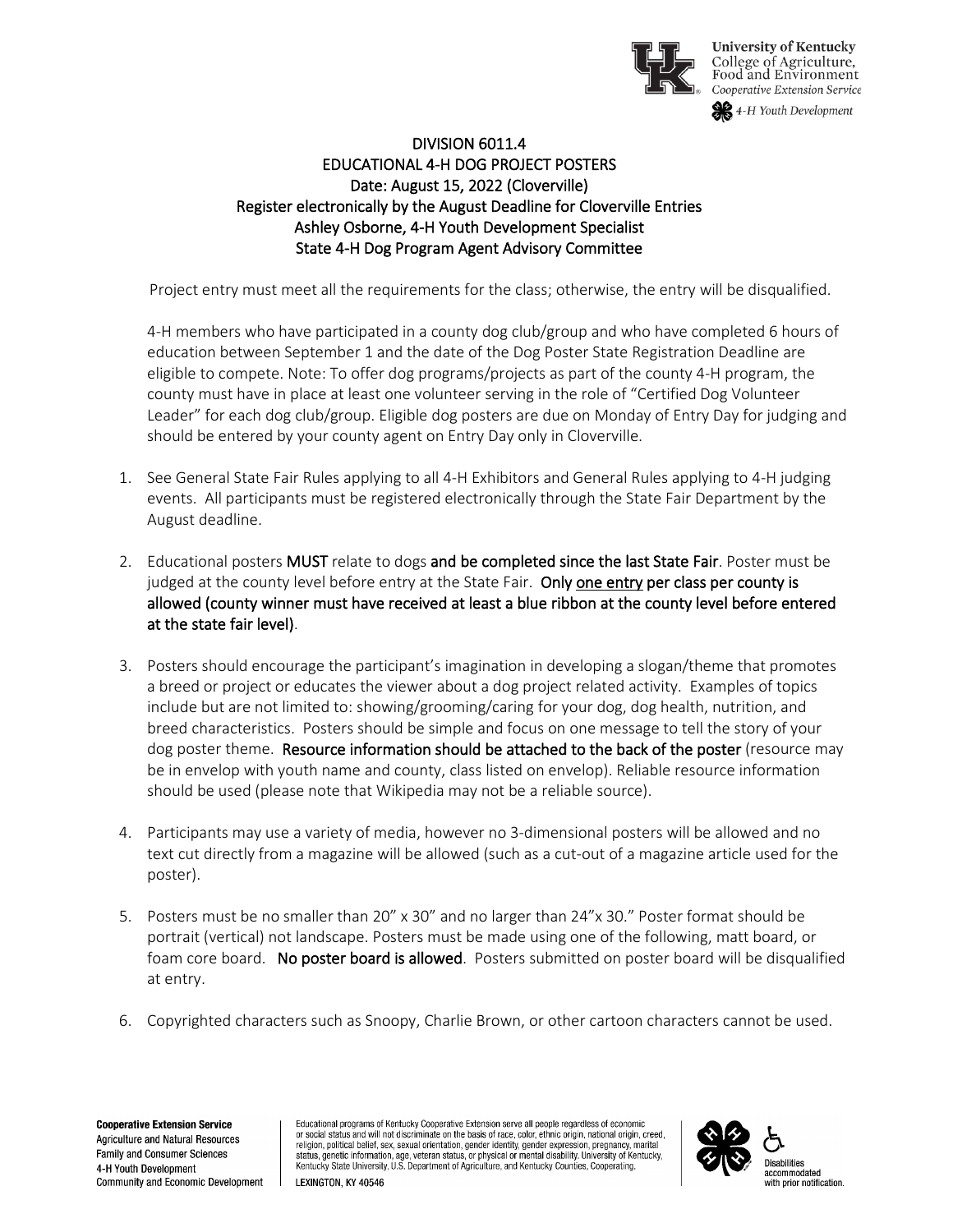# DIVISION 6011.4
## EDUCATIONAL 4-H DOG PROJECT POSTERS
### Date: August 15, 2022 (Cloverville)
### Register electronically by the August Deadline for Cloverville Entries
### Ashley Osborne, 4-H Youth Development Specialist
### State 4-H Dog Program Agent Advisory Committee

Project entry must meet all the requirements for the class; otherwise, the entry will be disqualified.

4-H members who have participated in a county dog club/group and who have completed 6 hours of education between September 1 and the date of the Dog Poster State Registration Deadline are eligible to compete. Note: To offer dog programs/projects as part of the county 4-H program, the county must have in place at least one volunteer serving in the role of "Certified Dog Volunteer Leader" for each dog club/group. Eligible dog posters are due on Monday of Entry Day for judging and should be entered by your county agent on Entry Day only in Cloverville.

1. See General State Fair Rules applying to all 4-H Exhibitors and General Rules applying to 4-H judging events. All participants must be registered electronically through the State Fair Department by the August deadline.

2. Educational posters **MUST** relate to dogs **and be completed since the last State Fair**. Poster must be judged at the county level before entry at the State Fair. **Only one entry per class per county is allowed (county winner must have received at least a blue ribbon at the county level before entered at the state fair level)**.

3. Posters should encourage the participant's imagination in developing a slogan/theme that promotes a breed or project or educates the viewer about a dog project related activity. Examples of topics include but are not limited to: showing/grooming/caring for your dog, dog health, nutrition, and breed characteristics. Posters should be simple and focus on one message to tell the story of your dog poster theme. **Resource information should be attached to the back of the poster** (resource may be in envelop with youth name and county, class listed on envelop). Reliable resource information should be used (please note that Wikipedia may not be a reliable source).

4. Participants may use a variety of media, however no 3-dimensional posters will be allowed and no text cut directly from a magazine will be allowed (such as a cut-out of a magazine article used for the poster).

5. Posters must be no smaller than 20" x 30" and no larger than 24"x 30." Poster format should be portrait (vertical) not landscape. Posters must be made using one of the following, matt board, or foam core board. **No poster board is allowed**. Posters submitted on poster board will be disqualified at entry.

6. Copyrighted characters such as Snoopy, Charlie Brown, or other cartoon characters cannot be used.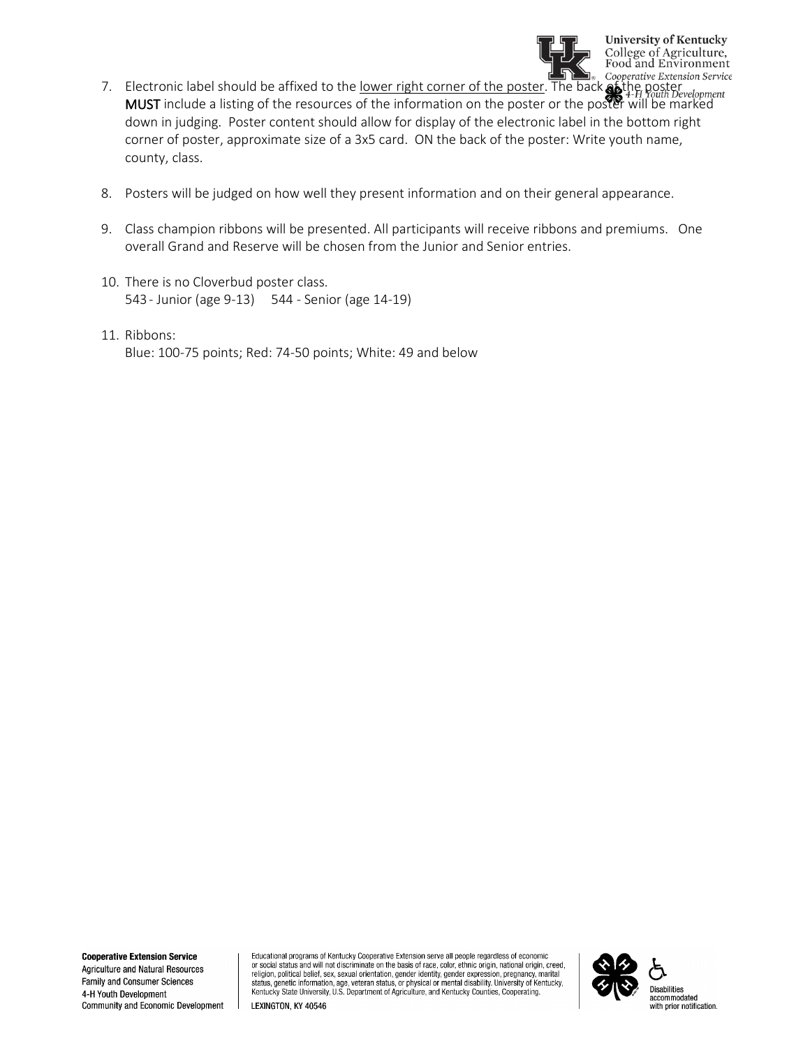7. Electronic label should be affixed to the <u>lower right corner of the poster</u>. The back of the poster **MUST** include a listing of the resources of the information on the poster or the poster will be marked down in judging. Poster content should allow for display of the electronic label in the bottom right corner of poster, approximate size of a 3x5 card. ON the back of the poster: Write youth name, county, class.

8. Posters will be judged on how well they present information and on their general appearance.

9. Class champion ribbons will be presented. All participants will receive ribbons and premiums. One overall Grand and Reserve will be chosen from the Junior and Senior entries.

10. There is no Cloverbud poster class.
    543 - Junior (age 9-13)     544 - Senior (age 14-19)

11. Ribbons:
    Blue: 100-75 points; Red: 74-50 points; White: 49 and below